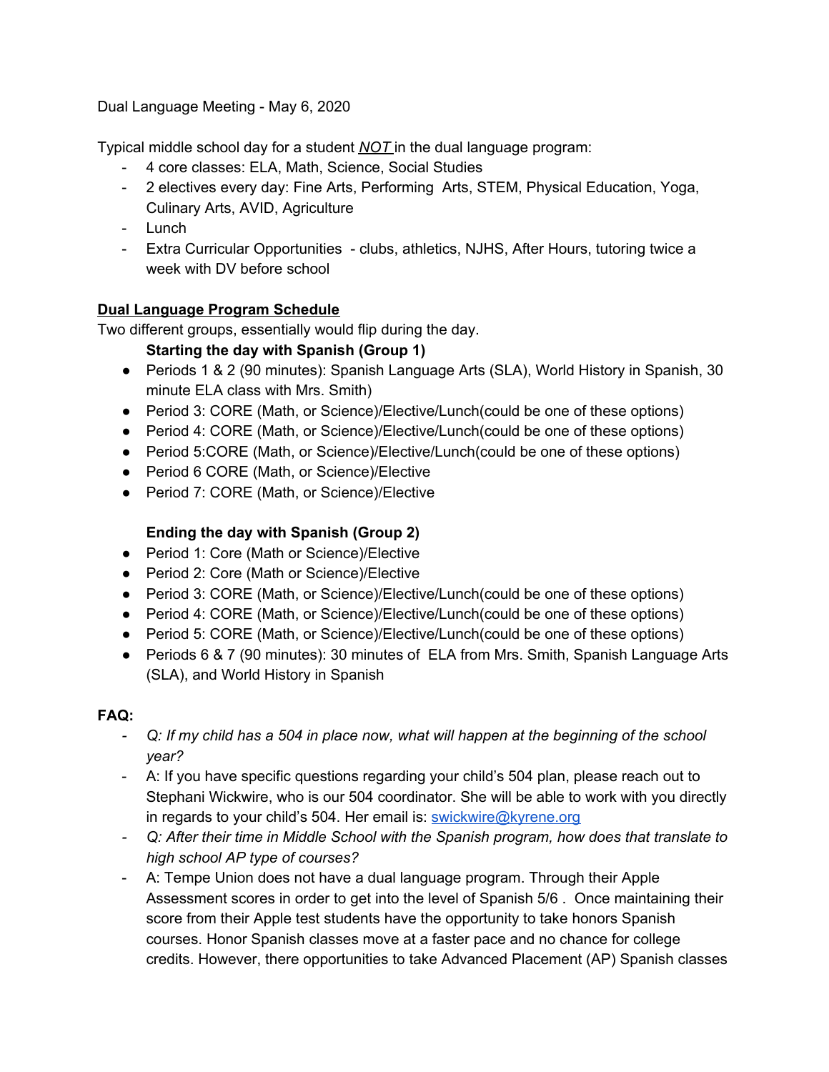Dual Language Meeting - May 6, 2020

Typical middle school day for a student ***NOT*** in the dual language program:

- 4 core classes: ELA, Math, Science, Social Studies
- 2 electives every day: Fine Arts, Performing Arts, STEM, Physical Education, Yoga, Culinary Arts, AVID, Agriculture
- Lunch
- Extra Curricular Opportunities - clubs, athletics, NJHS, After Hours, tutoring twice a week with DV before school

**Dual Language Program Schedule**

Two different groups, essentially would flip during the day.

**Starting the day with Spanish (Group 1)**

- Periods 1 & 2 (90 minutes): Spanish Language Arts (SLA), World History in Spanish, 30 minute ELA class with Mrs. Smith)
- Period 3: CORE (Math, or Science)/Elective/Lunch(could be one of these options)
- Period 4: CORE (Math, or Science)/Elective/Lunch(could be one of these options)
- Period 5:CORE (Math, or Science)/Elective/Lunch(could be one of these options)
- Period 6 CORE (Math, or Science)/Elective
- Period 7: CORE (Math, or Science)/Elective

**Ending the day with Spanish (Group 2)**

- Period 1: Core (Math or Science)/Elective
- Period 2: Core (Math or Science)/Elective
- Period 3: CORE (Math, or Science)/Elective/Lunch(could be one of these options)
- Period 4: CORE (Math, or Science)/Elective/Lunch(could be one of these options)
- Period 5: CORE (Math, or Science)/Elective/Lunch(could be one of these options)
- Periods 6 & 7 (90 minutes): 30 minutes of ELA from Mrs. Smith, Spanish Language Arts (SLA), and World History in Spanish

**FAQ:**

- *Q: If my child has a 504 in place now, what will happen at the beginning of the school year?*
- A: If you have specific questions regarding your child's 504 plan, please reach out to Stephani Wickwire, who is our 504 coordinator. She will be able to work with you directly in regards to your child's 504. Her email is: swickwire@kyrene.org
- *Q: After their time in Middle School with the Spanish program, how does that translate to high school AP type of courses?*
- A: Tempe Union does not have a dual language program. Through their Apple Assessment scores in order to get into the level of Spanish 5/6 . Once maintaining their score from their Apple test students have the opportunity to take honors Spanish courses. Honor Spanish classes move at a faster pace and no chance for college credits. However, there opportunities to take Advanced Placement (AP) Spanish classes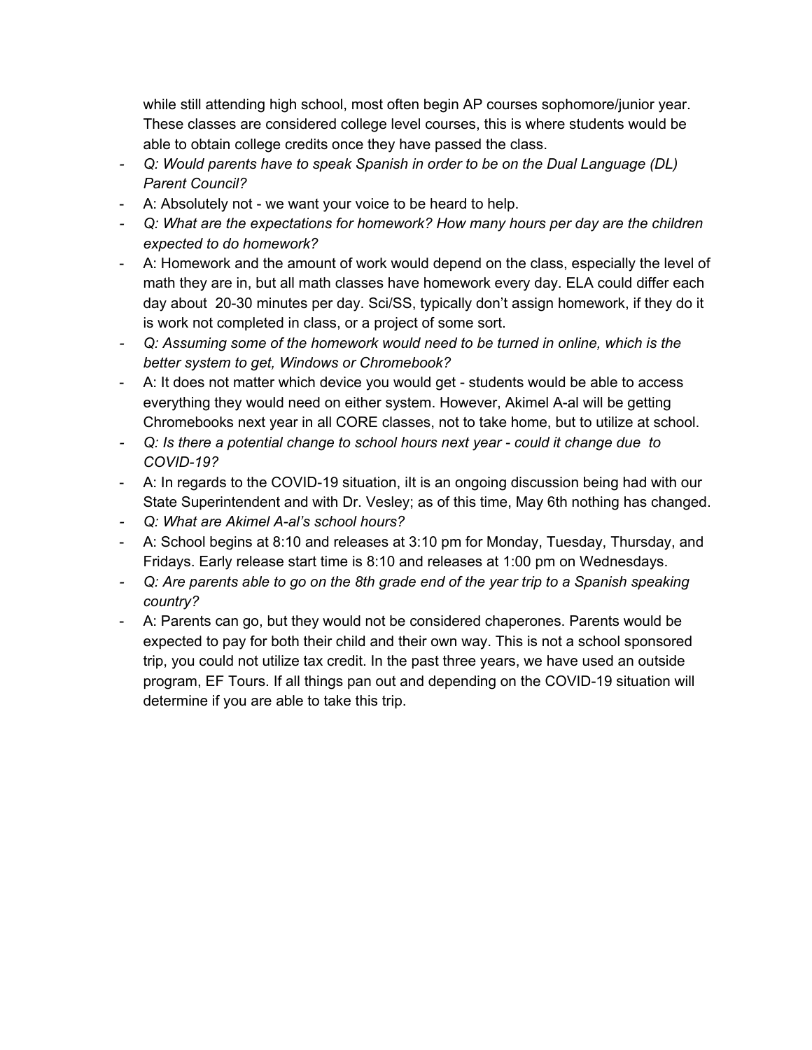while still attending high school, most often begin AP courses sophomore/junior year. These classes are considered college level courses, this is where students would be able to obtain college credits once they have passed the class.

- *Q: Would parents have to speak Spanish in order to be on the Dual Language (DL) Parent Council?*
- A: Absolutely not - we want your voice to be heard to help.
- *Q: What are the expectations for homework? How many hours per day are the children expected to do homework?*
- A: Homework and the amount of work would depend on the class, especially the level of math they are in, but all math classes have homework every day. ELA could differ each day about 20-30 minutes per day. Sci/SS, typically don't assign homework, if they do it is work not completed in class, or a project of some sort.
- *Q: Assuming some of the homework would need to be turned in online, which is the better system to get, Windows or Chromebook?*
- A: It does not matter which device you would get - students would be able to access everything they would need on either system. However, Akimel A-al will be getting Chromebooks next year in all CORE classes, not to take home, but to utilize at school.
- *Q: Is there a potential change to school hours next year - could it change due to COVID-19?*
- A: In regards to the COVID-19 situation, iIt is an ongoing discussion being had with our State Superintendent and with Dr. Vesley; as of this time, May 6th nothing has changed.
- *Q: What are Akimel A-al's school hours?*
- A: School begins at 8:10 and releases at 3:10 pm for Monday, Tuesday, Thursday, and Fridays. Early release start time is 8:10 and releases at 1:00 pm on Wednesdays.
- *Q: Are parents able to go on the 8th grade end of the year trip to a Spanish speaking country?*
- A: Parents can go, but they would not be considered chaperones. Parents would be expected to pay for both their child and their own way. This is not a school sponsored trip, you could not utilize tax credit. In the past three years, we have used an outside program, EF Tours. If all things pan out and depending on the COVID-19 situation will determine if you are able to take this trip.